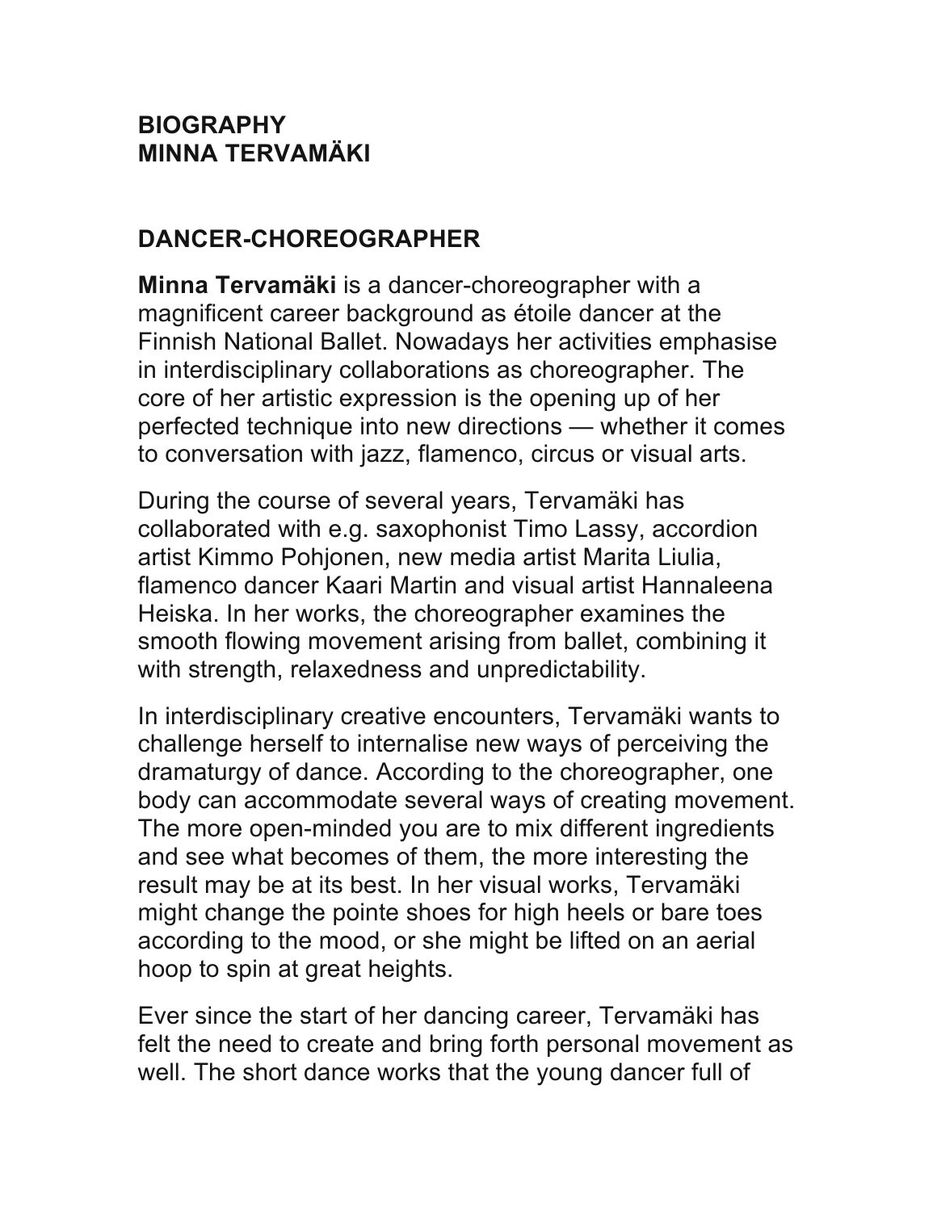# BIOGRAPHY
# MINNA TERVAMÄKI

## DANCER-CHOREOGRAPHER

**Minna Tervamäki** is a dancer-choreographer with a magnificent career background as étoile dancer at the Finnish National Ballet. Nowadays her activities emphasise in interdisciplinary collaborations as choreographer. The core of her artistic expression is the opening up of her perfected technique into new directions — whether it comes to conversation with jazz, flamenco, circus or visual arts.

During the course of several years, Tervamäki has collaborated with e.g. saxophonist Timo Lassy, accordion artist Kimmo Pohjonen, new media artist Marita Liulia, flamenco dancer Kaari Martin and visual artist Hannaleena Heiska. In her works, the choreographer examines the smooth flowing movement arising from ballet, combining it with strength, relaxedness and unpredictability.

In interdisciplinary creative encounters, Tervamäki wants to challenge herself to internalise new ways of perceiving the dramaturgy of dance. According to the choreographer, one body can accommodate several ways of creating movement. The more open-minded you are to mix different ingredients and see what becomes of them, the more interesting the result may be at its best. In her visual works, Tervamäki might change the pointe shoes for high heels or bare toes according to the mood, or she might be lifted on an aerial hoop to spin at great heights.

Ever since the start of her dancing career, Tervamäki has felt the need to create and bring forth personal movement as well. The short dance works that the young dancer full of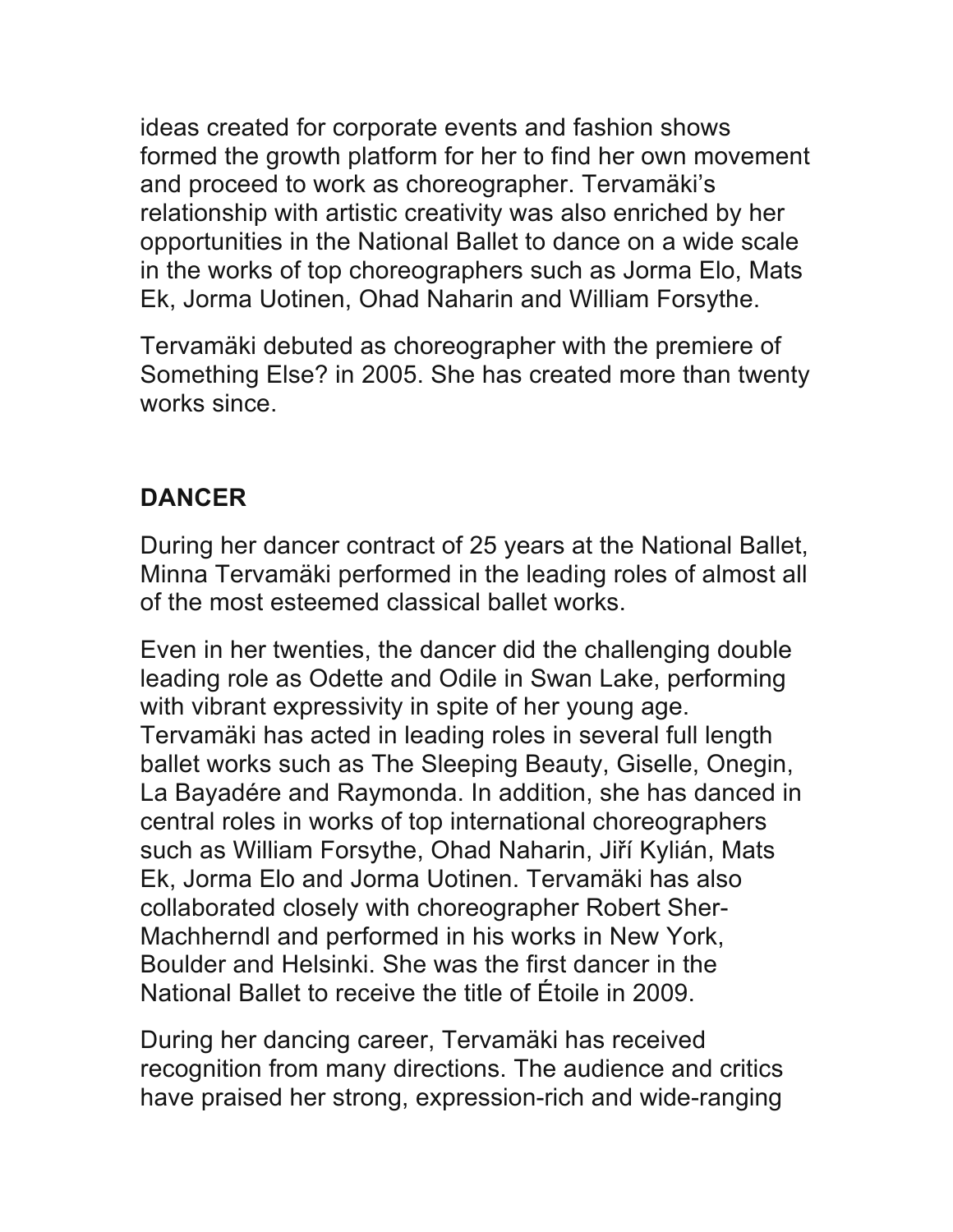ideas created for corporate events and fashion shows formed the growth platform for her to find her own movement and proceed to work as choreographer. Tervamäki's relationship with artistic creativity was also enriched by her opportunities in the National Ballet to dance on a wide scale in the works of top choreographers such as Jorma Elo, Mats Ek, Jorma Uotinen, Ohad Naharin and William Forsythe.

Tervamäki debuted as choreographer with the premiere of Something Else? in 2005. She has created more than twenty works since.

## DANCER

During her dancer contract of 25 years at the National Ballet, Minna Tervamäki performed in the leading roles of almost all of the most esteemed classical ballet works.

Even in her twenties, the dancer did the challenging double leading role as Odette and Odile in Swan Lake, performing with vibrant expressivity in spite of her young age. Tervamäki has acted in leading roles in several full length ballet works such as The Sleeping Beauty, Giselle, Onegin, La Bayadére and Raymonda. In addition, she has danced in central roles in works of top international choreographers such as William Forsythe, Ohad Naharin, Jiří Kylián, Mats Ek, Jorma Elo and Jorma Uotinen. Tervamäki has also collaborated closely with choreographer Robert Sher-Machherndl and performed in his works in New York, Boulder and Helsinki. She was the first dancer in the National Ballet to receive the title of Étoile in 2009.

During her dancing career, Tervamäki has received recognition from many directions. The audience and critics have praised her strong, expression-rich and wide-ranging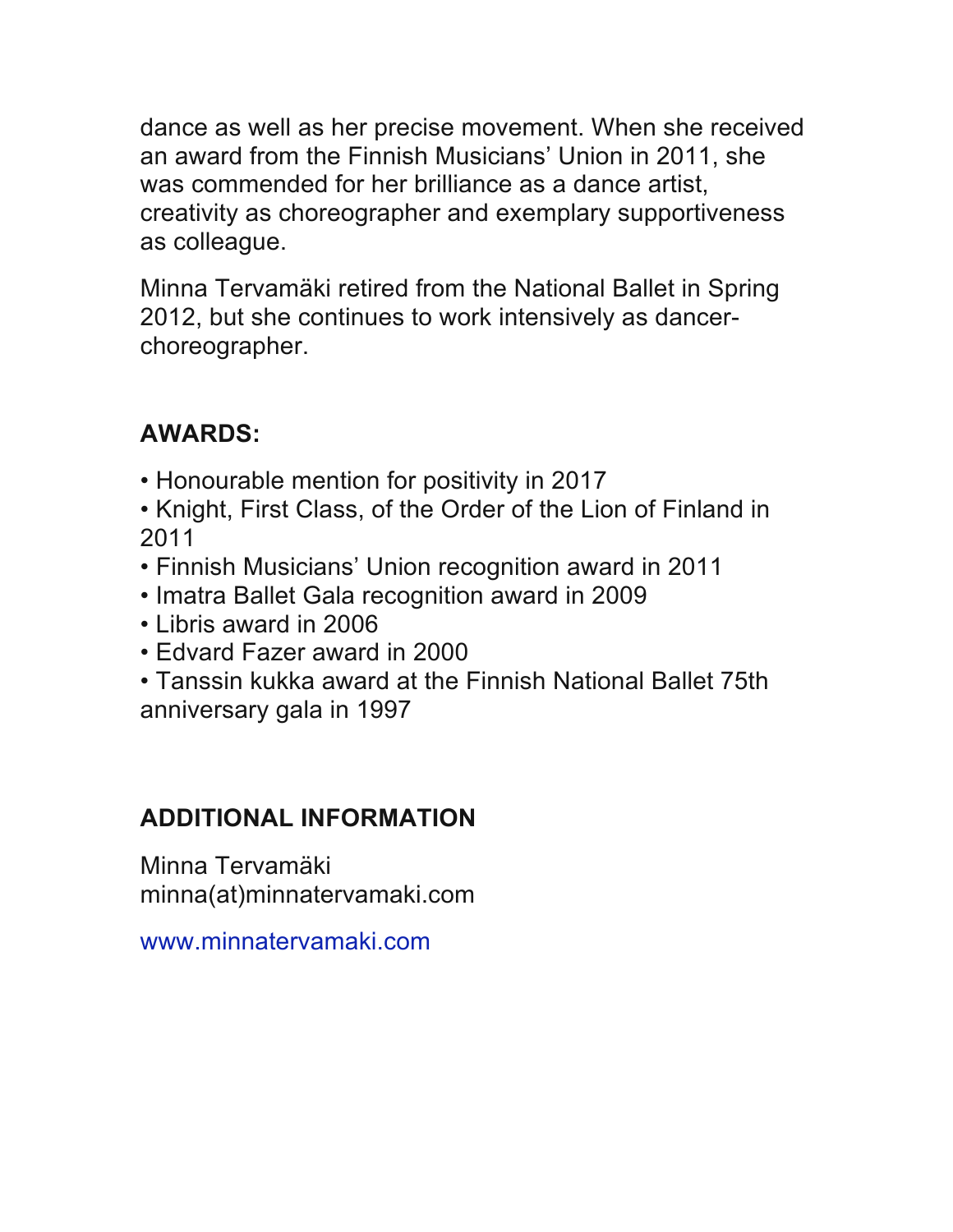dance as well as her precise movement. When she received an award from the Finnish Musicians' Union in 2011, she was commended for her brilliance as a dance artist, creativity as choreographer and exemplary supportiveness as colleague.

Minna Tervamäki retired from the National Ballet in Spring 2012, but she continues to work intensively as dancer-choreographer.

## AWARDS:

- Honourable mention for positivity in 2017
- Knight, First Class, of the Order of the Lion of Finland in 2011
- Finnish Musicians' Union recognition award in 2011
- Imatra Ballet Gala recognition award in 2009
- Libris award in 2006
- Edvard Fazer award in 2000
- Tanssin kukka award at the Finnish National Ballet 75th anniversary gala in 1997

## ADDITIONAL INFORMATION

Minna Tervamäki
minna(at)minnatervamaki.com

www.minnatervamaki.com